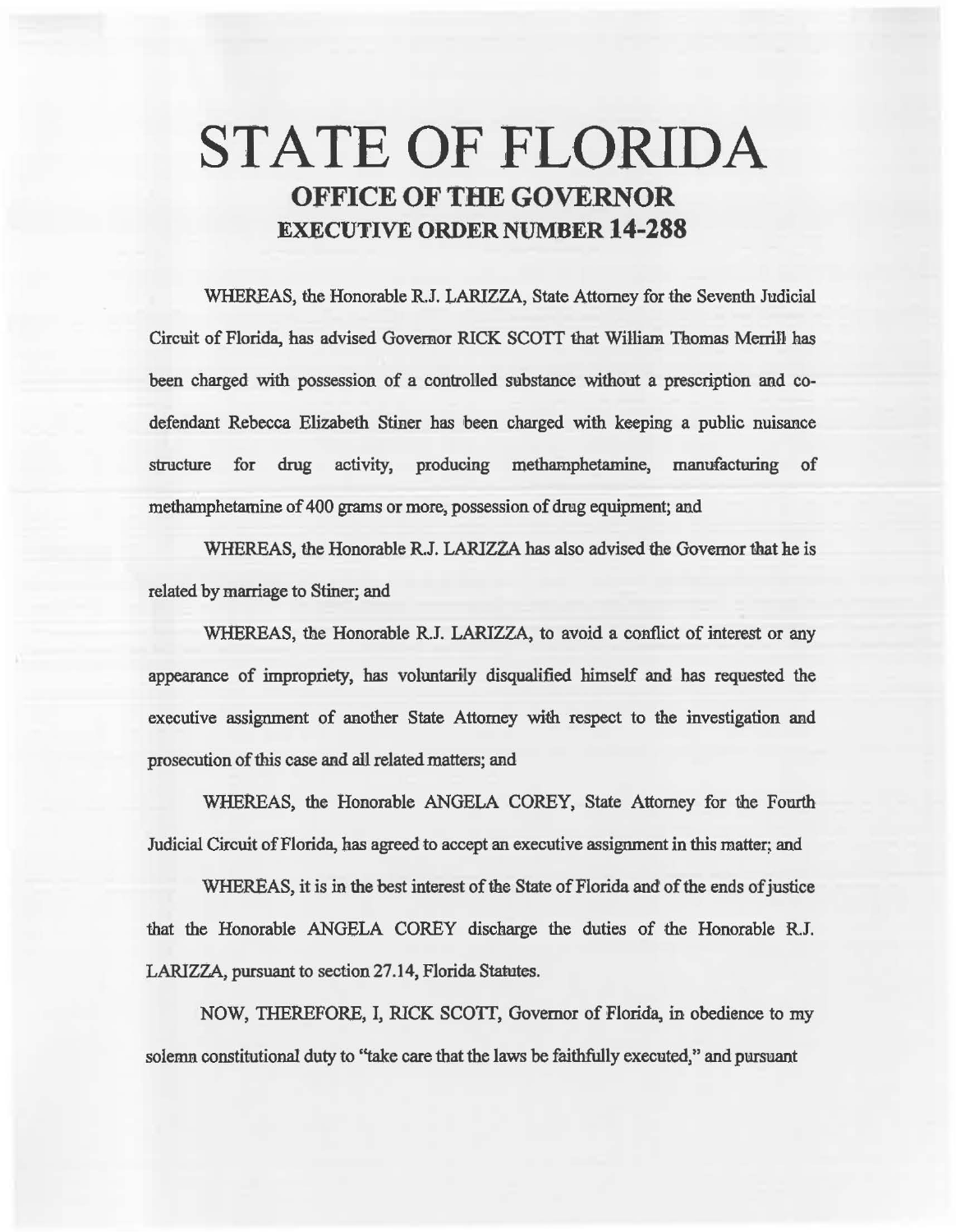# STATE OF FLORIDA

## OFFICE OF THE GOVERNOR

## EXECUTIVE ORDER NUMBER 14-288

WHEREAS, the Honorable R.J. LARIZZA, State Attorney for the Seventh Judicial Circuit of Florida, has advised Governor RICK SCOTT that William Thomas Merrill has been charged with possession of a controlled substance without a prescription and co-defendant Rebecca Elizabeth Stiner has been charged with keeping a public nuisance structure for drug activity, producing methamphetamine, manufacturing of methamphetamine of 400 grams or more, possession of drug equipment; and

WHEREAS, the Honorable R.J. LARIZZA has also advised the Governor that he is related by marriage to Stiner; and

WHEREAS, the Honorable R.J. LARIZZA, to avoid a conflict of interest or any appearance of impropriety, has voluntarily disqualified himself and has requested the executive assignment of another State Attorney with respect to the investigation and prosecution of this case and all related matters; and

WHEREAS, the Honorable ANGELA COREY, State Attorney for the Fourth Judicial Circuit of Florida, has agreed to accept an executive assignment in this matter; and

WHEREAS, it is in the best interest of the State of Florida and of the ends of justice that the Honorable ANGELA COREY discharge the duties of the Honorable R.J. LARIZZA, pursuant to section 27.14, Florida Statutes.

NOW, THEREFORE, I, RICK SCOTT, Governor of Florida, in obedience to my solemn constitutional duty to "take care that the laws be faithfully executed," and pursuant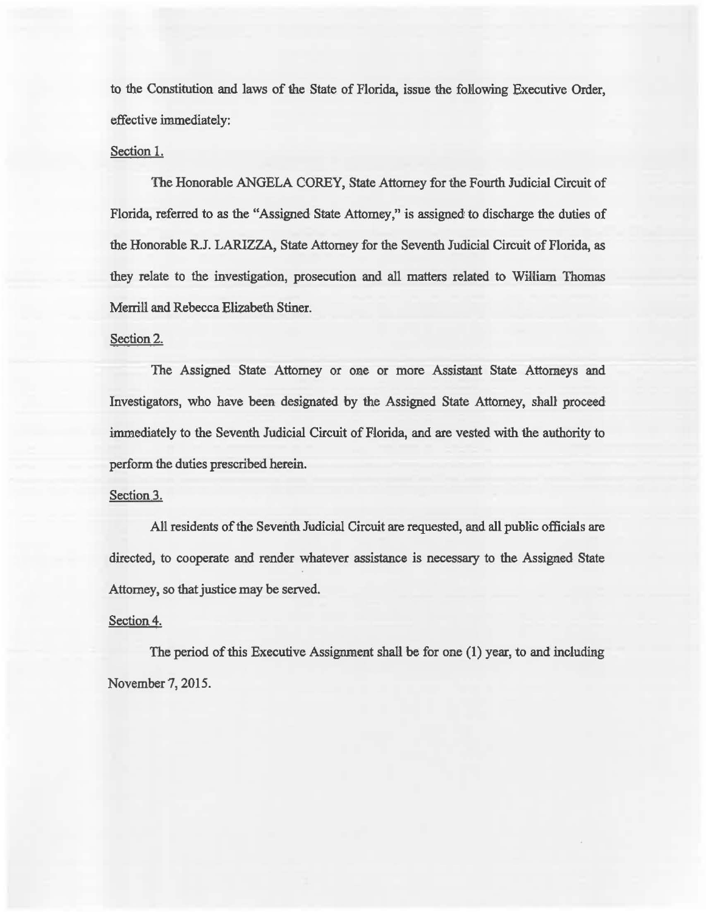to the Constitution and laws of the State of Florida, issue the following Executive Order, effective immediately:

Section 1.

The Honorable ANGELA COREY, State Attorney for the Fourth Judicial Circuit of Florida, referred to as the "Assigned State Attorney," is assigned to discharge the duties of the Honorable R.J. LARIZZA, State Attorney for the Seventh Judicial Circuit of Florida, as they relate to the investigation, prosecution and all matters related to William Thomas Merrill and Rebecca Elizabeth Stiner.

Section 2.

The Assigned State Attorney or one or more Assistant State Attorneys and Investigators, who have been designated by the Assigned State Attorney, shall proceed immediately to the Seventh Judicial Circuit of Florida, and are vested with the authority to perform the duties prescribed herein.

Section 3.

All residents of the Seventh Judicial Circuit are requested, and all public officials are directed, to cooperate and render whatever assistance is necessary to the Assigned State Attorney, so that justice may be served.

Section 4.

The period of this Executive Assignment shall be for one (1) year, to and including November 7, 2015.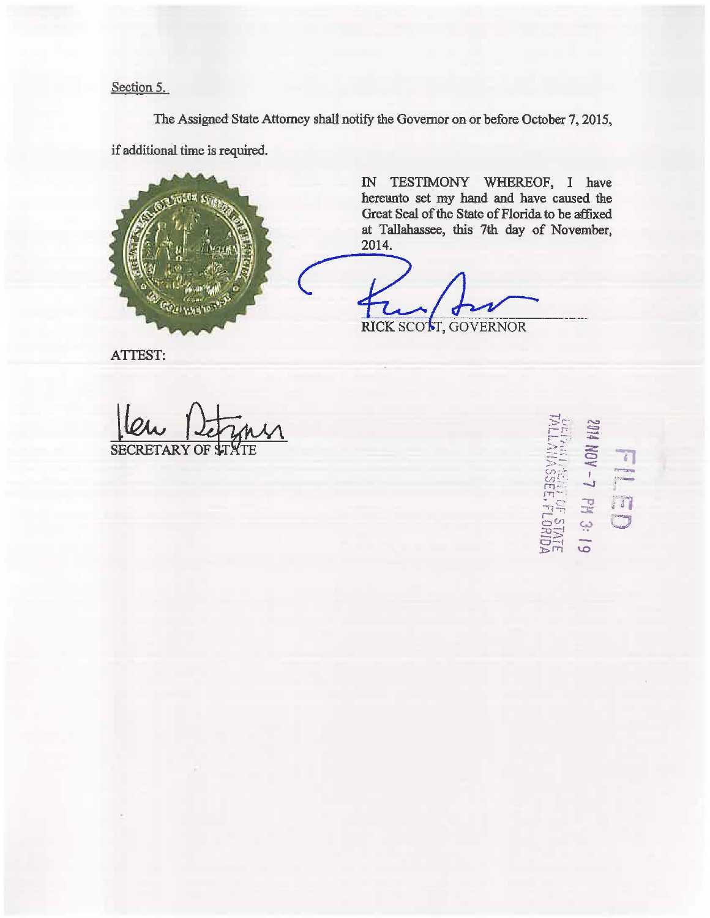Section 5.

The Assigned State Attorney shall notify the Governor on or before October 7, 2015, if additional time is required.

IN TESTIMONY WHEREOF, I have hereunto set my hand and have caused the Great Seal of the State of Florida to be affixed at Tallahassee, this 7th day of November, 2014.

RICK SCOTT, GOVERNOR

ATTEST:

SECRETARY OF STATE

FILED

2014 NOV -7 PM 3:19

DEPARTMENT OF STATE
TALLAHASSEE, FLORIDA